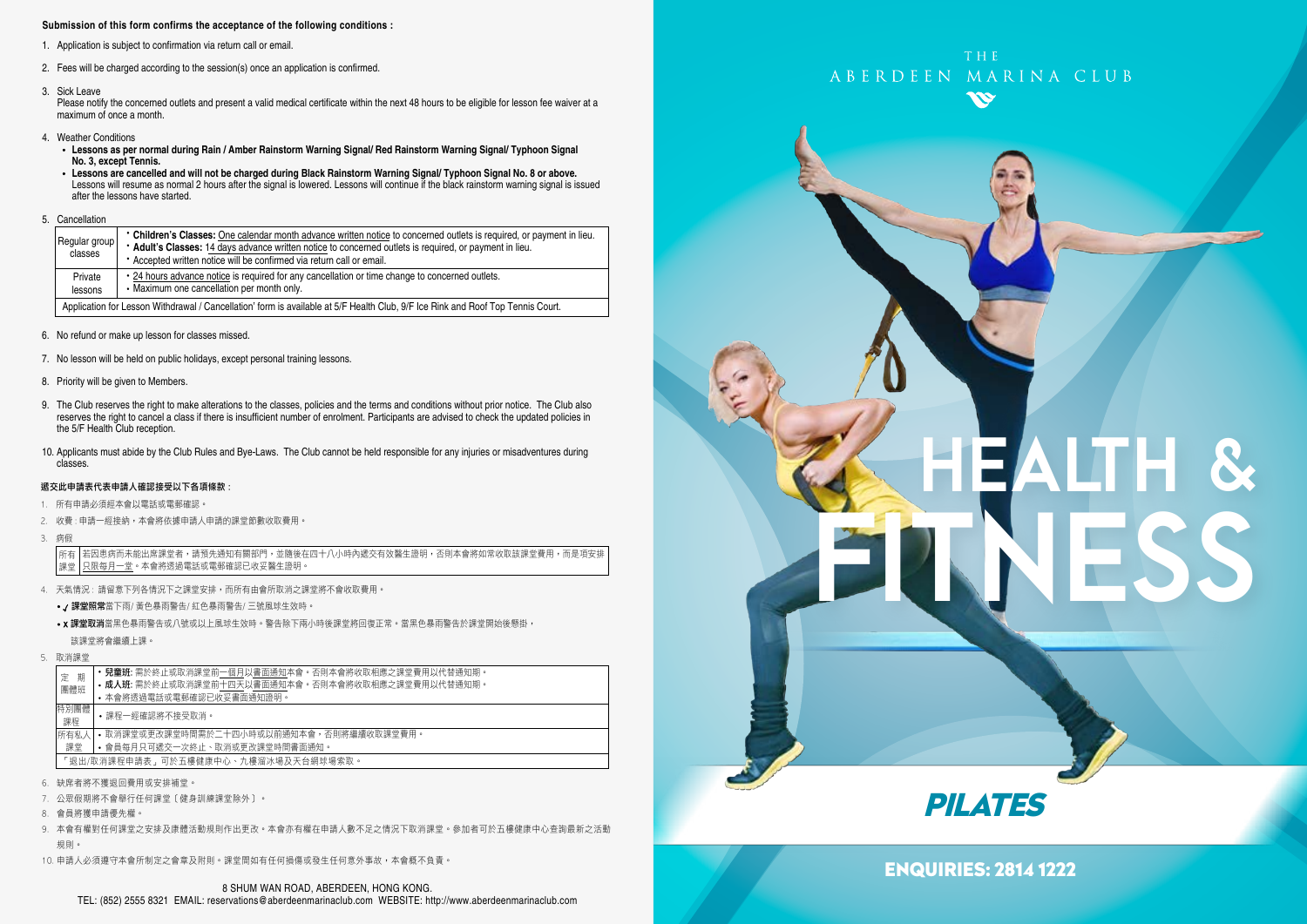**Submission of this form confirms the acceptance of the following conditions :**

1. Application is subject to confirmation via return call or email.
2. Fees will be charged according to the session(s) once an application is confirmed.
3. Sick Leave
   Please notify the concerned outlets and present a valid medical certificate within the next 48 hours to be eligible for lesson fee waiver at a maximum of once a month.
4. Weather Conditions
   - **Lessons as per normal during Rain / Amber Rainstorm Warning Signal/ Red Rainstorm Warning Signal/ Typhoon Signal No. 3, except Tennis.**
   - **Lessons are cancelled and will not be charged during Black Rainstorm Warning Signal/ Typhoon Signal No. 8 or above.** Lessons will resume as normal 2 hours after the signal is lowered. Lessons will continue if the black rainstorm warning signal is issued after the lessons have started.
5. Cancellation

| | |
|---|---|
| Regular group classes | • **Children's Classes:** One calendar month advance written notice to concerned outlets is required, or payment in lieu.<br>• **Adult's Classes:** 14 days advance written notice to concerned outlets is required, or payment in lieu.<br>• Accepted written notice will be confirmed via return call or email. |
| Private lessons | • 24 hours advance notice is required for any cancellation or time change to concerned outlets.<br>• Maximum one cancellation per month only. |
| Application for Lesson Withdrawal / Cancellation' form is available at 5/F Health Club, 9/F Ice Rink and Roof Top Tennis Court. | |

6. No refund or make up lesson for classes missed.
7. No lesson will be held on public holidays, except personal training lessons.
8. Priority will be given to Members.
9. The Club reserves the right to make alterations to the classes, policies and the terms and conditions without prior notice. The Club also reserves the right to cancel a class if there is insufficient number of enrolment. Participants are advised to check the updated policies in the 5/F Health Club reception.
10. Applicants must abide by the Club Rules and Bye-Laws. The Club cannot be held responsible for any injuries or misadventures during classes.

**遞交此申請表代表申請人確認接受以下各項條款：**

1. 所有申請必須經本會以電話或電郵確認。
2. 收費：申請一經接納，本會將依據申請人申請的課堂節數收取費用。
3. 病假

| | |
|---|---|
| 所有課堂 | 若因患病而未能出席課堂者，請預先通知有關部門，並隨後在四十八小時內遞交有效醫生證明，否則本會將如常收取該課堂費用，而是項安排只限每月一堂。本會將透過電話或電郵確認已收妥醫生證明。 |

4. 天氣情況：請留意下列各情況下之課堂安排，而所有由會所取消之課堂將不會收取費用。
   - ✓ **課堂照常**當下雨/ 黃色暴雨警告/ 紅色暴雨警告/ 三號風球生效時。
   - x **課堂取消**當黑色暴雨警告或八號或以上風球生效時。警告除下兩小時後課堂將回復正常。當黑色暴雨警告於課堂開始後懸掛，該課堂將會繼續上課。
5. 取消課堂

| | |
|---|---|
| 定期團體班 | • **兒童班:** 需於終止或取消課堂前一個月以書面通知本會。否則本會將收取相應之課堂費用以代替通知期。<br>• **成人班:** 需於終止或取消課堂前十四天以書面通知本會。否則本會將收取相應之課堂費用以代替通知期。<br>• 本會將透過電話或電郵確認已收妥書面通知證明。 |
| 特別團體課程 | • 課程一經確認將不接受取消。 |
| 所有私人課堂 | • 取消課堂或更改課堂時間需於二十四小時或以前通知本會，否則將繼續收取課堂費用。<br>• 會員每月只可遞交一次終止、取消或更改課堂時間書面通知。 |
| 「退出/取消課程申請表」可於五樓健康中心、九樓溜冰場及天台網球場索取。 | |

6. 缺席者將不獲退回費用或安排補堂。
7. 公眾假期將不會舉行任何課堂（健身訓練課堂除外）。
8. 會員將獲申請優先權。
9. 本會有權對任何課堂之安排及康體活動規則作出更改。本會亦有權在申請人數不足之情況下取消課堂。參加者可於五樓健康中心查詢最新之活動規則。
10. 申請人必須遵守本會所制定之會章及附則。課堂間如有任何損傷或發生任何意外事故，本會概不負責。

8 SHUM WAN ROAD, ABERDEEN, HONG KONG.
TEL: (852) 2555 8321 EMAIL: reservations@aberdeenmarinaclub.com WEBSITE: http://www.aberdeenmarinaclub.com

THE ABERDEEN MARINA CLUB

# HEALTH & FITNESS

## PILATES

**ENQUIRIES: 2814 1222**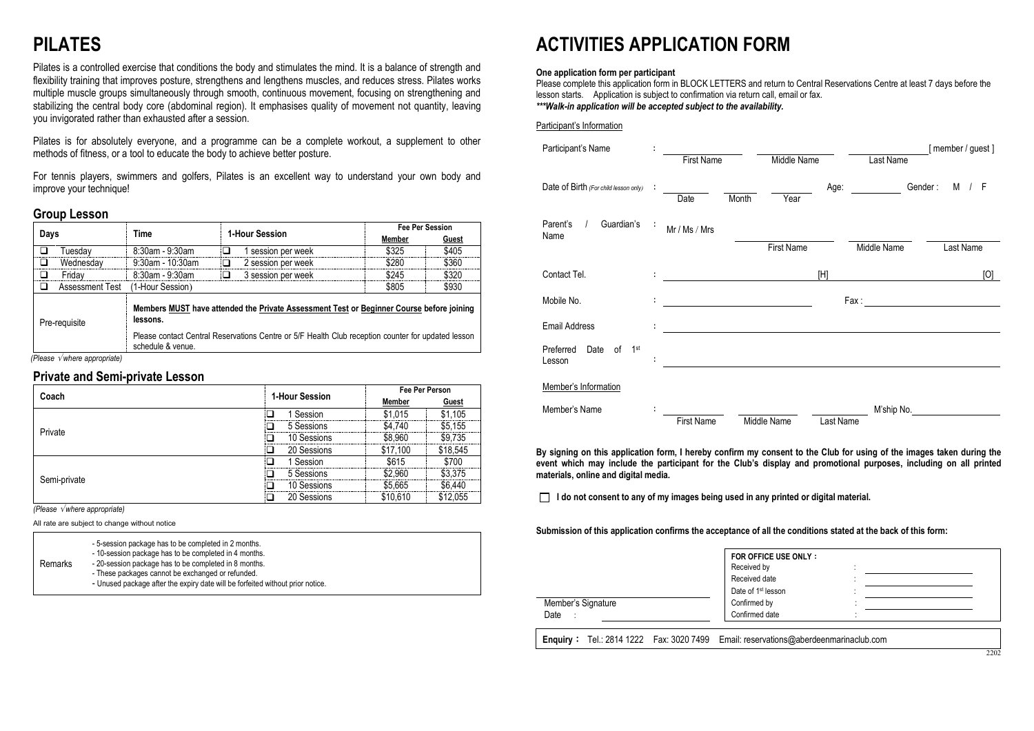# PILATES

Pilates is a controlled exercise that conditions the body and stimulates the mind. It is a balance of strength and flexibility training that improves posture, strengthens and lengthens muscles, and reduces stress. Pilates works multiple muscle groups simultaneously through smooth, continuous movement, focusing on strengthening and stabilizing the central body core (abdominal region). It emphasises quality of movement not quantity, leaving you invigorated rather than exhausted after a session.

Pilates is for absolutely everyone, and a programme can be a complete workout, a supplement to other methods of fitness, or a tool to educate the body to achieve better posture.

For tennis players, swimmers and golfers, Pilates is an excellent way to understand your own body and improve your technique!

## Group Lesson

| Days | Time | 1-Hour Session | Fee Per Session | |
|---|---|---|---|---|
| | | | Member | Guest |
| ❑ Tuesday | 8:30am - 9:30am | ❑ 1 session per week | $325 | $405 |
| ❑ Wednesday | 9:30am - 10:30am | ❑ 2 session per week | $280 | $360 |
| ❑ Friday | 8:30am - 9:30am | ❑ 3 session per week | $245 | $320 |
| ❑ Assessment Test | (1-Hour Session) | | $805 | $930 |
| Pre-requisite | **Members MUST have attended the Private Assessment Test or Beginner Course before joining lessons.** Please contact Central Reservations Centre or 5/F Health Club reception counter for updated lesson schedule & venue. | | | |

*(Please √ where appropriate)*

## Private and Semi-private Lesson

| Coach | 1-Hour Session | Fee Per Person | |
|---|---|---|---|
| | | Member | Guest |
| Private | ❑ 1 Session | $1,015 | $1,105 |
| | ❑ 5 Sessions | $4,740 | $5,155 |
| | ❑ 10 Sessions | $8,960 | $9,735 |
| | ❑ 20 Sessions | $17,100 | $18,545 |
| Semi-private | ❑ 1 Session | $615 | $700 |
| | ❑ 5 Sessions | $2,960 | $3,375 |
| | ❑ 10 Sessions | $5,665 | $6,440 |
| | ❑ 20 Sessions | $10,610 | $12,055 |

*(Please √ where appropriate)*

All rate are subject to change without notice

| | |
|---|---|
| Remarks | - 5-session package has to be completed in 2 months.<br>- 10-session package has to be completed in 4 months.<br>- 20-session package has to be completed in 8 months.<br>- These packages cannot be exchanged or refunded.<br>- Unused package after the expiry date will be forfeited without prior notice. |

# ACTIVITIES APPLICATION FORM

**One application form per participant**

Please complete this application form in BLOCK LETTERS and return to Central Reservations Centre at least 7 days before the lesson starts. Application is subject to confirmation via return call, email or fax.

***\*\*\*Walk-in application will be accepted subject to the availability.***

Participant's Information

Participant's Name : ______ First Name ______ Middle Name ______ Last Name [ member / guest ]

Date of Birth *(For child lesson only)* : ______ Date ______ Month ______ Year Age: ______ Gender : M / F

Parent's / Guardian's Name : Mr / Ms / Mrs ______ First Name ______ Middle Name ______ Last Name

Contact Tel. : ______ [H] ______ [O]

Mobile No. : ______ Fax : ______

Email Address : ______

Preferred Date of 1st Lesson : ______

Member's Information

Member's Name : ______ First Name ______ Middle Name ______ Last Name M'ship No. ______

**By signing on this application form, I hereby confirm my consent to the Club for using of the images taken during the event which may include the participant for the Club's display and promotional purposes, including on all printed materials, online and digital media.**

☐ **I do not consent to any of my images being used in any printed or digital material.**

**Submission of this application confirms the acceptance of all the conditions stated at the back of this form:**

Member's Signature ______

Date : ______

**FOR OFFICE USE ONLY :**

Received by : ______

Received date : ______

Date of 1st lesson : ______

Confirmed by : ______

Confirmed date : ______

**Enquiry :** Tel.: 2814 1222 Fax: 3020 7499 Email: reservations@aberdeenmarinaclub.com

2202